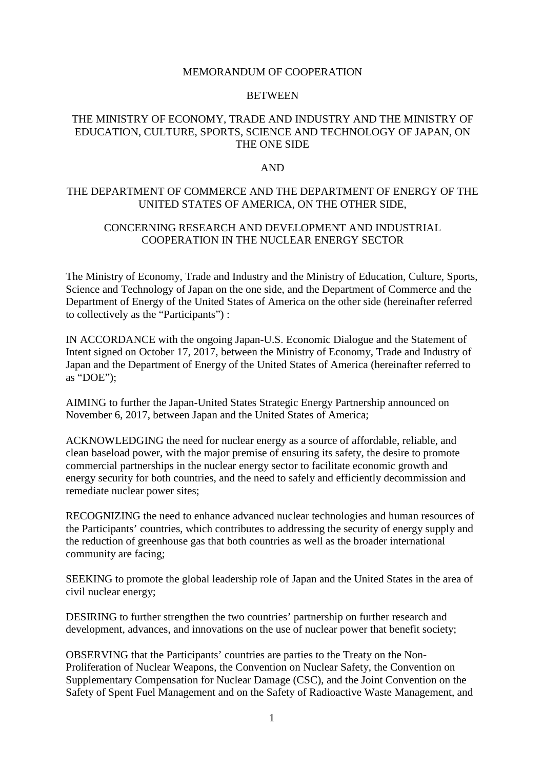# MEMORANDUM OF COOPERATION

## BETWEEN

## THE MINISTRY OF ECONOMY, TRADE AND INDUSTRY AND THE MINISTRY OF EDUCATION, CULTURE, SPORTS, SCIENCE AND TECHNOLOGY OF JAPAN, ON THE ONE SIDE

## AND

## THE DEPARTMENT OF COMMERCE AND THE DEPARTMENT OF ENERGY OF THE UNITED STATES OF AMERICA, ON THE OTHER SIDE,

## CONCERNING RESEARCH AND DEVELOPMENT AND INDUSTRIAL COOPERATION IN THE NUCLEAR ENERGY SECTOR

The Ministry of Economy, Trade and Industry and the Ministry of Education, Culture, Sports, Science and Technology of Japan on the one side, and the Department of Commerce and the Department of Energy of the United States of America on the other side (hereinafter referred to collectively as the "Participants") :

IN ACCORDANCE with the ongoing Japan-U.S. Economic Dialogue and the Statement of Intent signed on October 17, 2017, between the Ministry of Economy, Trade and Industry of Japan and the Department of Energy of the United States of America (hereinafter referred to as "DOE");

AIMING to further the Japan-United States Strategic Energy Partnership announced on November 6, 2017, between Japan and the United States of America;

ACKNOWLEDGING the need for nuclear energy as a source of affordable, reliable, and clean baseload power, with the major premise of ensuring its safety, the desire to promote commercial partnerships in the nuclear energy sector to facilitate economic growth and energy security for both countries, and the need to safely and efficiently decommission and remediate nuclear power sites;

RECOGNIZING the need to enhance advanced nuclear technologies and human resources of the Participants' countries, which contributes to addressing the security of energy supply and the reduction of greenhouse gas that both countries as well as the broader international community are facing;

SEEKING to promote the global leadership role of Japan and the United States in the area of civil nuclear energy;

DESIRING to further strengthen the two countries' partnership on further research and development, advances, and innovations on the use of nuclear power that benefit society;

OBSERVING that the Participants' countries are parties to the Treaty on the Non-Proliferation of Nuclear Weapons, the Convention on Nuclear Safety, the Convention on Supplementary Compensation for Nuclear Damage (CSC), and the Joint Convention on the Safety of Spent Fuel Management and on the Safety of Radioactive Waste Management, and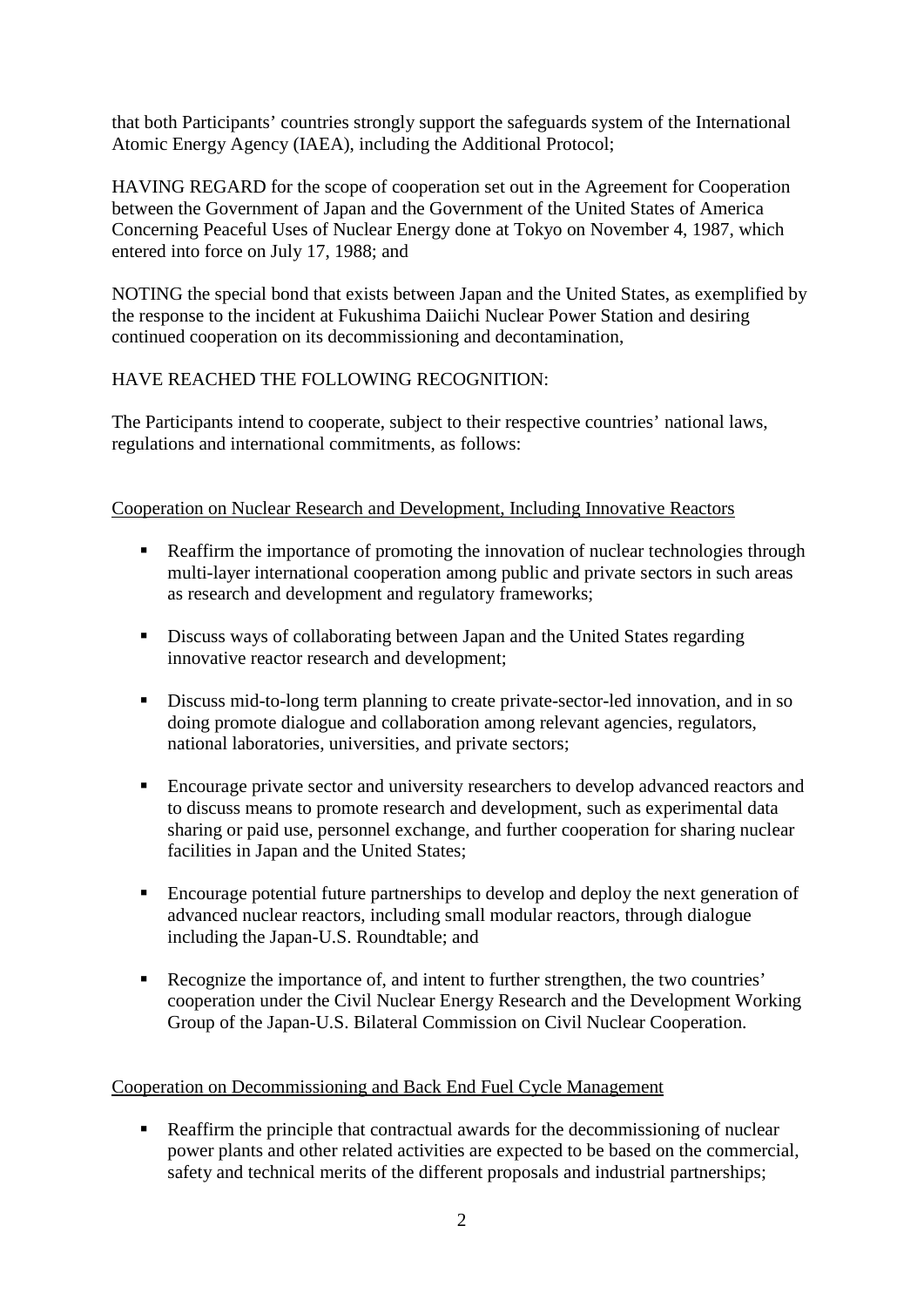that both Participants' countries strongly support the safeguards system of the International Atomic Energy Agency (IAEA), including the Additional Protocol;

HAVING REGARD for the scope of cooperation set out in the Agreement for Cooperation between the Government of Japan and the Government of the United States of America Concerning Peaceful Uses of Nuclear Energy done at Tokyo on November 4, 1987, which entered into force on July 17, 1988; and

NOTING the special bond that exists between Japan and the United States, as exemplified by the response to the incident at Fukushima Daiichi Nuclear Power Station and desiring continued cooperation on its decommissioning and decontamination,

HAVE REACHED THE FOLLOWING RECOGNITION:

The Participants intend to cooperate, subject to their respective countries' national laws, regulations and international commitments, as follows:

<u>Cooperation on Nuclear Research and Development, Including Innovative Reactors</u>

- Reaffirm the importance of promoting the innovation of nuclear technologies through multi-layer international cooperation among public and private sectors in such areas as research and development and regulatory frameworks;
- Discuss ways of collaborating between Japan and the United States regarding innovative reactor research and development;
- Discuss mid-to-long term planning to create private-sector-led innovation, and in so doing promote dialogue and collaboration among relevant agencies, regulators, national laboratories, universities, and private sectors;
- Encourage private sector and university researchers to develop advanced reactors and to discuss means to promote research and development, such as experimental data sharing or paid use, personnel exchange, and further cooperation for sharing nuclear facilities in Japan and the United States;
- Encourage potential future partnerships to develop and deploy the next generation of advanced nuclear reactors, including small modular reactors, through dialogue including the Japan-U.S. Roundtable; and
- Recognize the importance of, and intent to further strengthen, the two countries' cooperation under the Civil Nuclear Energy Research and the Development Working Group of the Japan-U.S. Bilateral Commission on Civil Nuclear Cooperation.

<u>Cooperation on Decommissioning and Back End Fuel Cycle Management</u>

- Reaffirm the principle that contractual awards for the decommissioning of nuclear power plants and other related activities are expected to be based on the commercial, safety and technical merits of the different proposals and industrial partnerships;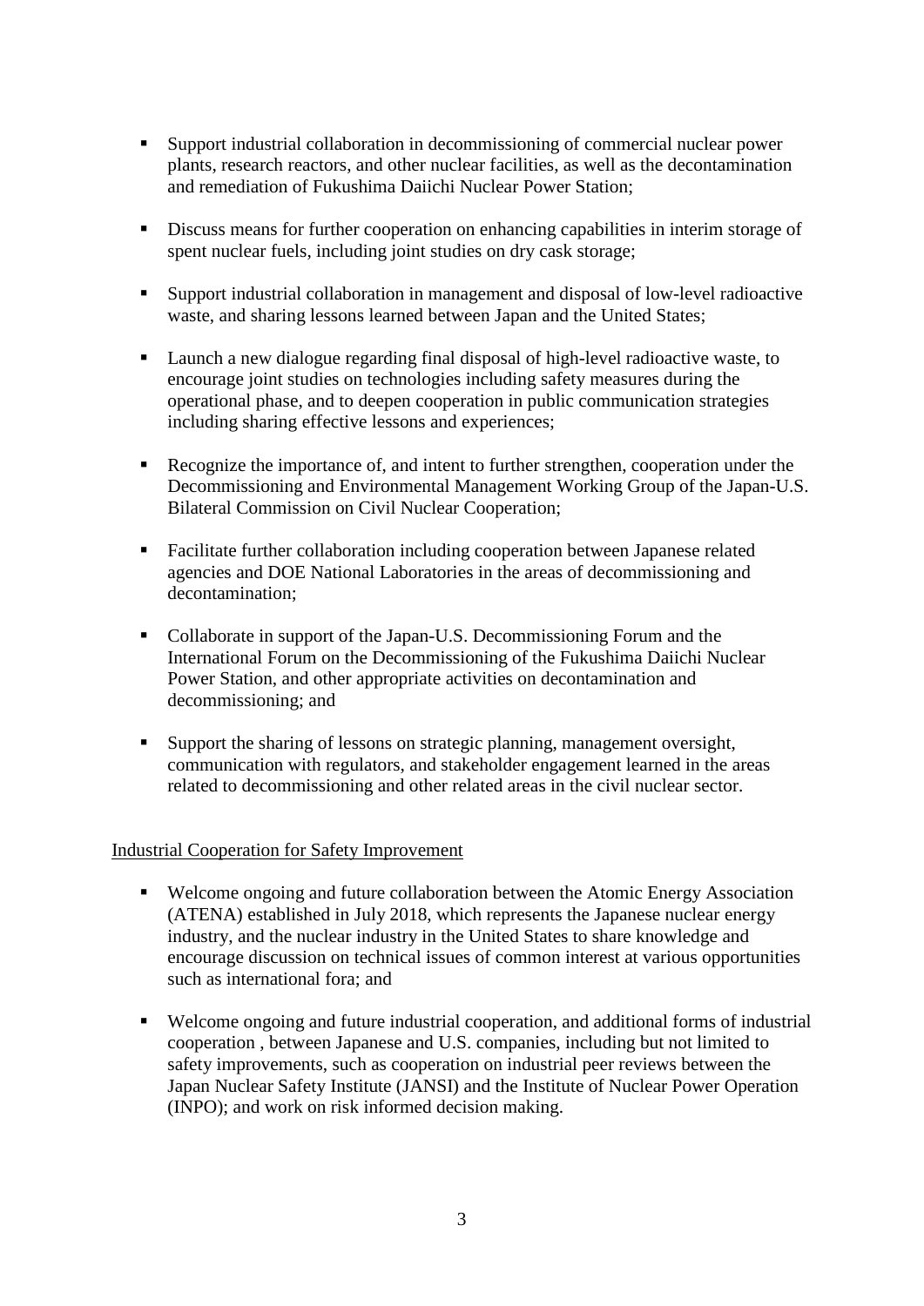- Support industrial collaboration in decommissioning of commercial nuclear power plants, research reactors, and other nuclear facilities, as well as the decontamination and remediation of Fukushima Daiichi Nuclear Power Station;

- Discuss means for further cooperation on enhancing capabilities in interim storage of spent nuclear fuels, including joint studies on dry cask storage;

- Support industrial collaboration in management and disposal of low-level radioactive waste, and sharing lessons learned between Japan and the United States;

- Launch a new dialogue regarding final disposal of high-level radioactive waste, to encourage joint studies on technologies including safety measures during the operational phase, and to deepen cooperation in public communication strategies including sharing effective lessons and experiences;

- Recognize the importance of, and intent to further strengthen, cooperation under the Decommissioning and Environmental Management Working Group of the Japan-U.S. Bilateral Commission on Civil Nuclear Cooperation;

- Facilitate further collaboration including cooperation between Japanese related agencies and DOE National Laboratories in the areas of decommissioning and decontamination;

- Collaborate in support of the Japan-U.S. Decommissioning Forum and the International Forum on the Decommissioning of the Fukushima Daiichi Nuclear Power Station, and other appropriate activities on decontamination and decommissioning; and

- Support the sharing of lessons on strategic planning, management oversight, communication with regulators, and stakeholder engagement learned in the areas related to decommissioning and other related areas in the civil nuclear sector.

Industrial Cooperation for Safety Improvement

- Welcome ongoing and future collaboration between the Atomic Energy Association (ATENA) established in July 2018, which represents the Japanese nuclear energy industry, and the nuclear industry in the United States to share knowledge and encourage discussion on technical issues of common interest at various opportunities such as international fora; and

- Welcome ongoing and future industrial cooperation, and additional forms of industrial cooperation , between Japanese and U.S. companies, including but not limited to safety improvements, such as cooperation on industrial peer reviews between the Japan Nuclear Safety Institute (JANSI) and the Institute of Nuclear Power Operation (INPO); and work on risk informed decision making.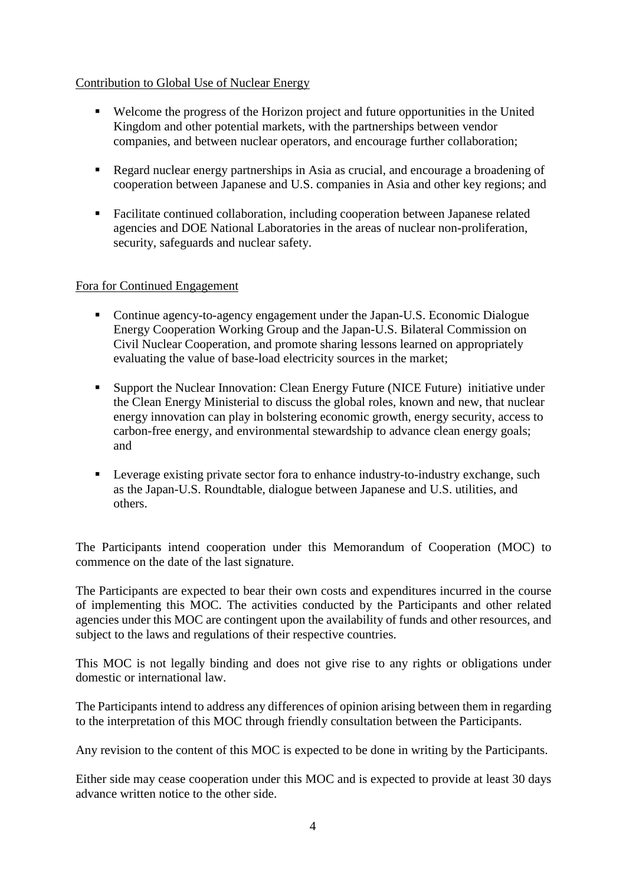Contribution to Global Use of Nuclear Energy

- Welcome the progress of the Horizon project and future opportunities in the United Kingdom and other potential markets, with the partnerships between vendor companies, and between nuclear operators, and encourage further collaboration;

- Regard nuclear energy partnerships in Asia as crucial, and encourage a broadening of cooperation between Japanese and U.S. companies in Asia and other key regions; and

- Facilitate continued collaboration, including cooperation between Japanese related agencies and DOE National Laboratories in the areas of nuclear non-proliferation, security, safeguards and nuclear safety.

Fora for Continued Engagement

- Continue agency-to-agency engagement under the Japan-U.S. Economic Dialogue Energy Cooperation Working Group and the Japan-U.S. Bilateral Commission on Civil Nuclear Cooperation, and promote sharing lessons learned on appropriately evaluating the value of base-load electricity sources in the market;

- Support the Nuclear Innovation: Clean Energy Future (NICE Future) initiative under the Clean Energy Ministerial to discuss the global roles, known and new, that nuclear energy innovation can play in bolstering economic growth, energy security, access to carbon-free energy, and environmental stewardship to advance clean energy goals; and

- Leverage existing private sector fora to enhance industry-to-industry exchange, such as the Japan-U.S. Roundtable, dialogue between Japanese and U.S. utilities, and others.

The Participants intend cooperation under this Memorandum of Cooperation (MOC) to commence on the date of the last signature.

The Participants are expected to bear their own costs and expenditures incurred in the course of implementing this MOC. The activities conducted by the Participants and other related agencies under this MOC are contingent upon the availability of funds and other resources, and subject to the laws and regulations of their respective countries.

This MOC is not legally binding and does not give rise to any rights or obligations under domestic or international law.

The Participants intend to address any differences of opinion arising between them in regarding to the interpretation of this MOC through friendly consultation between the Participants.

Any revision to the content of this MOC is expected to be done in writing by the Participants.

Either side may cease cooperation under this MOC and is expected to provide at least 30 days advance written notice to the other side.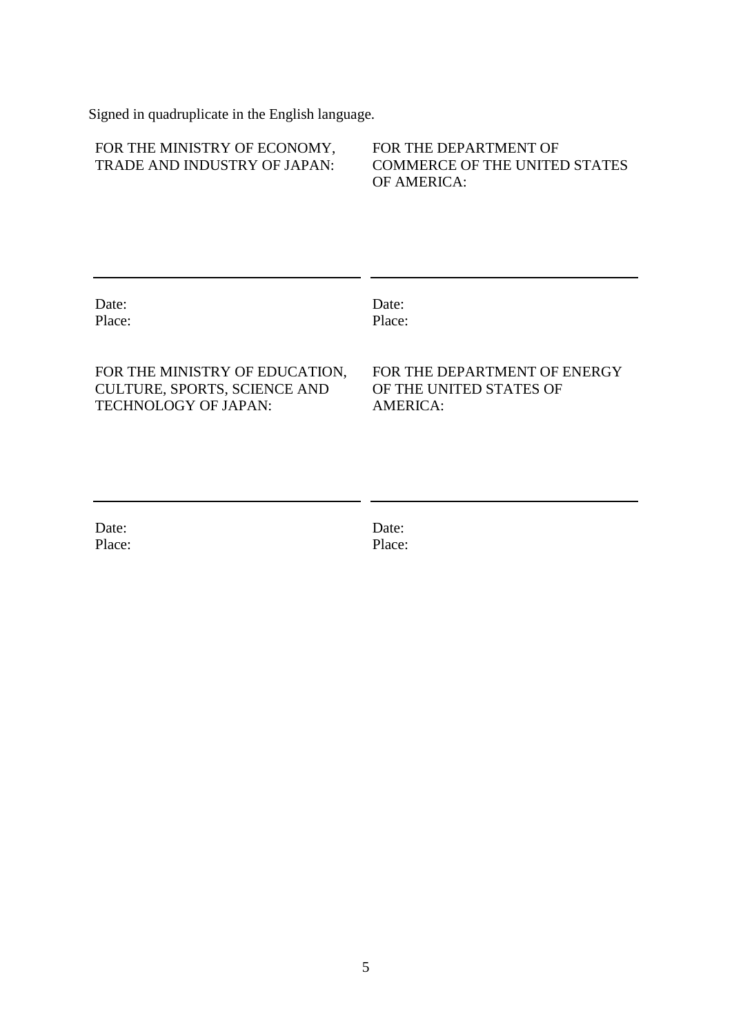Signed in quadruplicate in the English language.

| | |
|---|---|
| FOR THE MINISTRY OF ECONOMY, TRADE AND INDUSTRY OF JAPAN: | FOR THE DEPARTMENT OF COMMERCE OF THE UNITED STATES OF AMERICA: |
| ______________________________ | ______________________________ |
| Date: | Date: |
| Place: | Place: |
| FOR THE MINISTRY OF EDUCATION, CULTURE, SPORTS, SCIENCE AND TECHNOLOGY OF JAPAN: | FOR THE DEPARTMENT OF ENERGY OF THE UNITED STATES OF AMERICA: |
| ______________________________ | ______________________________ |
| Date: | Date: |
| Place: | Place: |